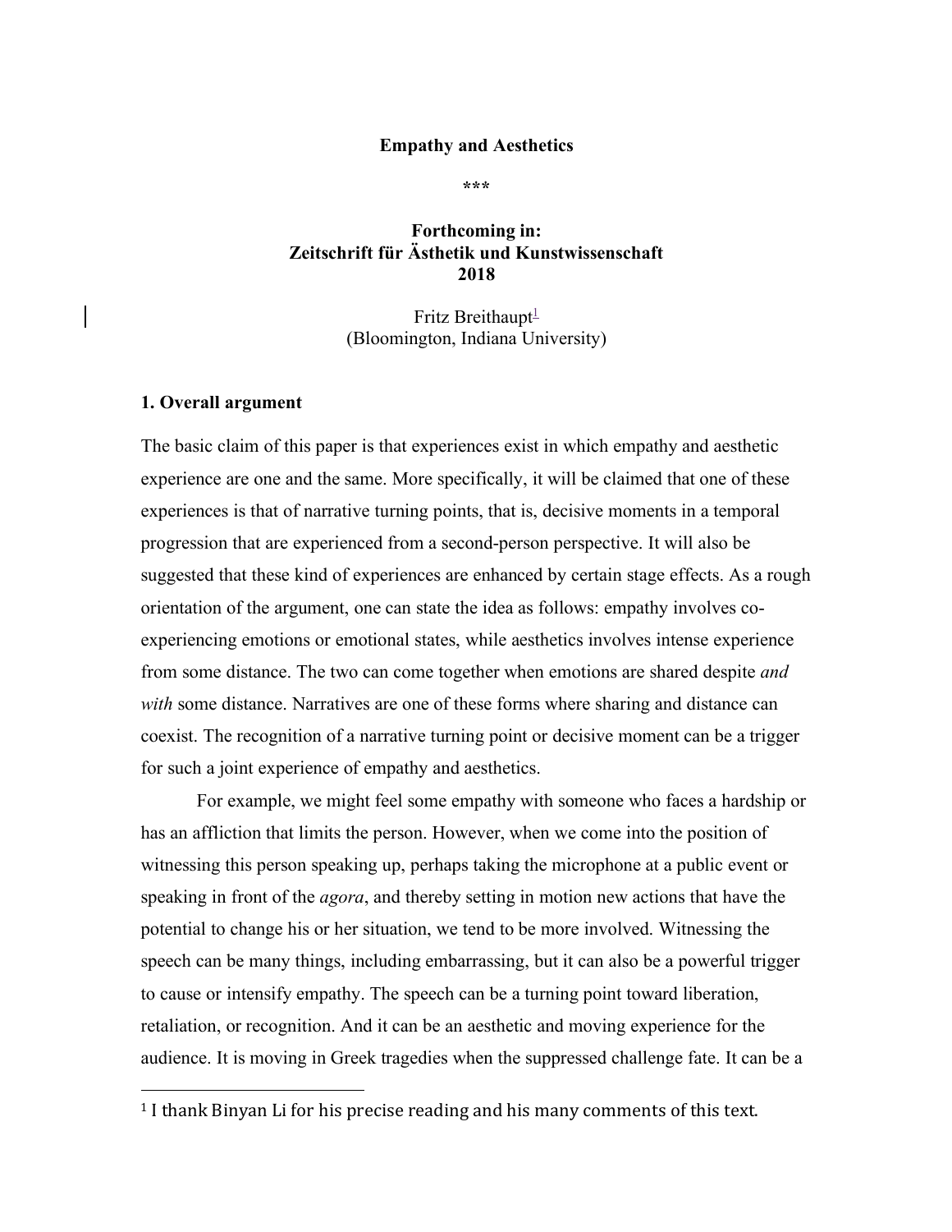**Empathy and Aesthetics**

***

**Forthcoming in:**
**Zeitschrift für Ästhetik und Kunstwissenschaft**
**2018**

Fritz Breithaupt[1]
(Bloomington, Indiana University)

## 1. Overall argument

The basic claim of this paper is that experiences exist in which empathy and aesthetic experience are one and the same. More specifically, it will be claimed that one of these experiences is that of narrative turning points, that is, decisive moments in a temporal progression that are experienced from a second-person perspective. It will also be suggested that these kind of experiences are enhanced by certain stage effects. As a rough orientation of the argument, one can state the idea as follows: empathy involves co-experiencing emotions or emotional states, while aesthetics involves intense experience from some distance. The two can come together when emotions are shared despite *and with* some distance. Narratives are one of these forms where sharing and distance can coexist. The recognition of a narrative turning point or decisive moment can be a trigger for such a joint experience of empathy and aesthetics.

For example, we might feel some empathy with someone who faces a hardship or has an affliction that limits the person. However, when we come into the position of witnessing this person speaking up, perhaps taking the microphone at a public event or speaking in front of the *agora*, and thereby setting in motion new actions that have the potential to change his or her situation, we tend to be more involved. Witnessing the speech can be many things, including embarrassing, but it can also be a powerful trigger to cause or intensify empathy. The speech can be a turning point toward liberation, retaliation, or recognition. And it can be an aesthetic and moving experience for the audience. It is moving in Greek tragedies when the suppressed challenge fate. It can be a

[1] I thank Binyan Li for his precise reading and his many comments of this text.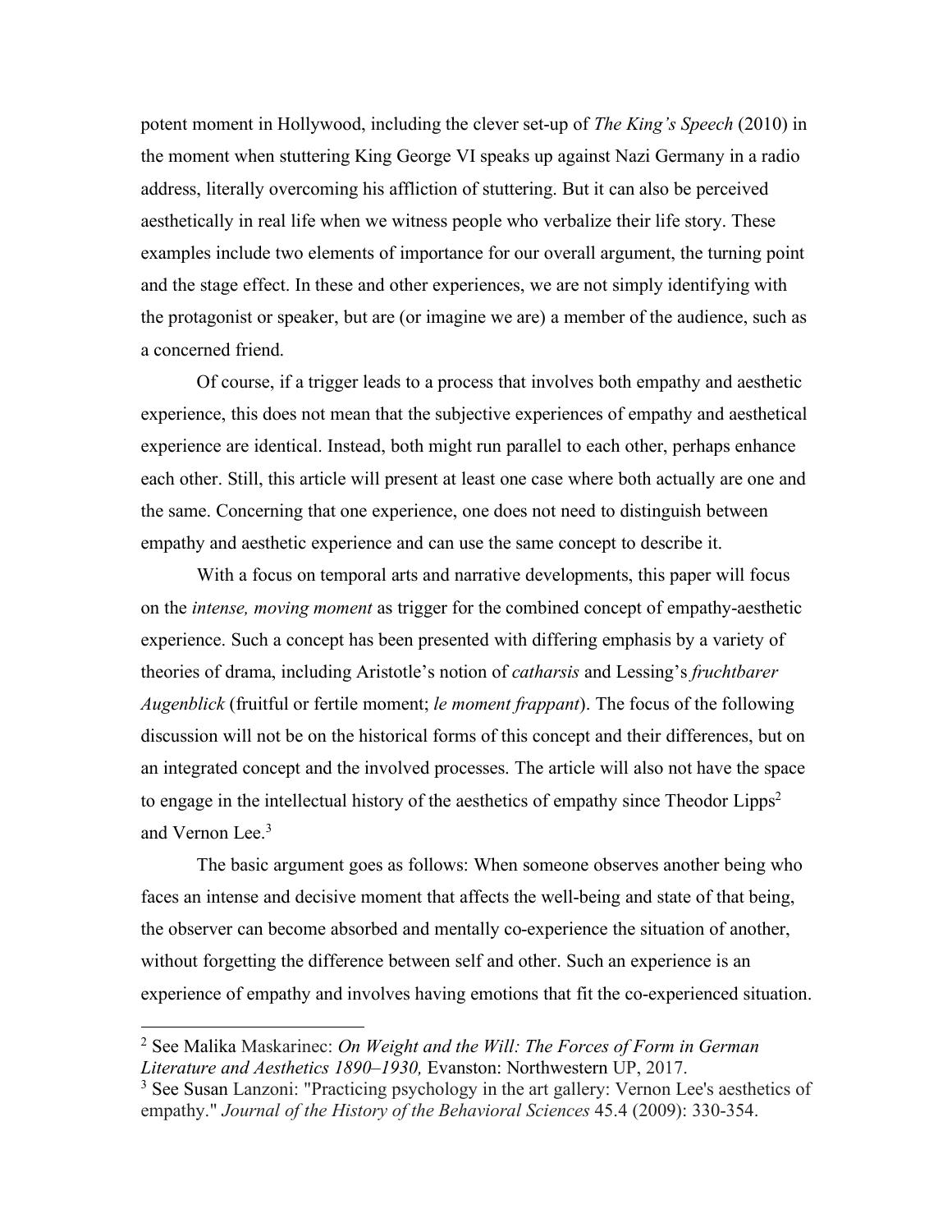potent moment in Hollywood, including the clever set-up of *The King's Speech* (2010) in the moment when stuttering King George VI speaks up against Nazi Germany in a radio address, literally overcoming his affliction of stuttering. But it can also be perceived aesthetically in real life when we witness people who verbalize their life story. These examples include two elements of importance for our overall argument, the turning point and the stage effect. In these and other experiences, we are not simply identifying with the protagonist or speaker, but are (or imagine we are) a member of the audience, such as a concerned friend.

Of course, if a trigger leads to a process that involves both empathy and aesthetic experience, this does not mean that the subjective experiences of empathy and aesthetical experience are identical. Instead, both might run parallel to each other, perhaps enhance each other. Still, this article will present at least one case where both actually are one and the same. Concerning that one experience, one does not need to distinguish between empathy and aesthetic experience and can use the same concept to describe it.

With a focus on temporal arts and narrative developments, this paper will focus on the *intense, moving moment* as trigger for the combined concept of empathy-aesthetic experience. Such a concept has been presented with differing emphasis by a variety of theories of drama, including Aristotle's notion of *catharsis* and Lessing's *fruchtbarer Augenblick* (fruitful or fertile moment; *le moment frappant*). The focus of the following discussion will not be on the historical forms of this concept and their differences, but on an integrated concept and the involved processes. The article will also not have the space to engage in the intellectual history of the aesthetics of empathy since Theodor Lipps[2] and Vernon Lee.[3]

The basic argument goes as follows: When someone observes another being who faces an intense and decisive moment that affects the well-being and state of that being, the observer can become absorbed and mentally co-experience the situation of another, without forgetting the difference between self and other. Such an experience is an experience of empathy and involves having emotions that fit the co-experienced situation.

---

[2] See Malika Maskarinec: *On Weight and the Will: The Forces of Form in German Literature and Aesthetics 1890–1930,* Evanston: Northwestern UP, 2017.

[3] See Susan Lanzoni: "Practicing psychology in the art gallery: Vernon Lee's aesthetics of empathy." *Journal of the History of the Behavioral Sciences* 45.4 (2009): 330-354.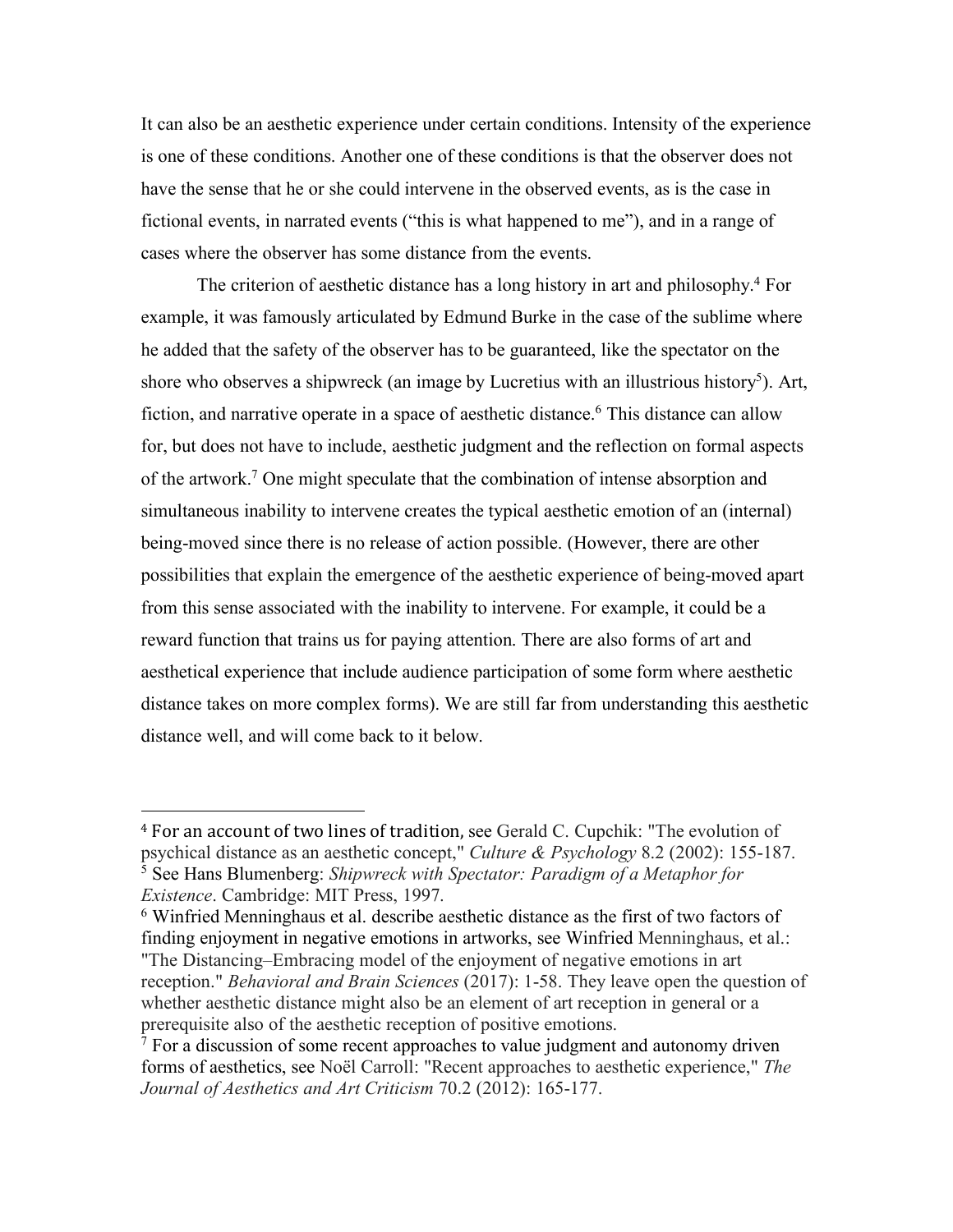It can also be an aesthetic experience under certain conditions. Intensity of the experience is one of these conditions. Another one of these conditions is that the observer does not have the sense that he or she could intervene in the observed events, as is the case in fictional events, in narrated events ("this is what happened to me"), and in a range of cases where the observer has some distance from the events.

The criterion of aesthetic distance has a long history in art and philosophy.[4] For example, it was famously articulated by Edmund Burke in the case of the sublime where he added that the safety of the observer has to be guaranteed, like the spectator on the shore who observes a shipwreck (an image by Lucretius with an illustrious history[5]). Art, fiction, and narrative operate in a space of aesthetic distance.[6] This distance can allow for, but does not have to include, aesthetic judgment and the reflection on formal aspects of the artwork.[7] One might speculate that the combination of intense absorption and simultaneous inability to intervene creates the typical aesthetic emotion of an (internal) being-moved since there is no release of action possible. (However, there are other possibilities that explain the emergence of the aesthetic experience of being-moved apart from this sense associated with the inability to intervene. For example, it could be a reward function that trains us for paying attention. There are also forms of art and aesthetical experience that include audience participation of some form where aesthetic distance takes on more complex forms). We are still far from understanding this aesthetic distance well, and will come back to it below.

---

[4] For an account of two lines of tradition, see Gerald C. Cupchik: "The evolution of psychical distance as an aesthetic concept," *Culture & Psychology* 8.2 (2002): 155-187.

[5] See Hans Blumenberg: *Shipwreck with Spectator: Paradigm of a Metaphor for Existence*. Cambridge: MIT Press, 1997.

[6] Winfried Menninghaus et al. describe aesthetic distance as the first of two factors of finding enjoyment in negative emotions in artworks, see Winfried Menninghaus, et al.: "The Distancing–Embracing model of the enjoyment of negative emotions in art reception." *Behavioral and Brain Sciences* (2017): 1-58. They leave open the question of whether aesthetic distance might also be an element of art reception in general or a prerequisite also of the aesthetic reception of positive emotions.

[7] For a discussion of some recent approaches to value judgment and autonomy driven forms of aesthetics, see Noël Carroll: "Recent approaches to aesthetic experience," *The Journal of Aesthetics and Art Criticism* 70.2 (2012): 165-177.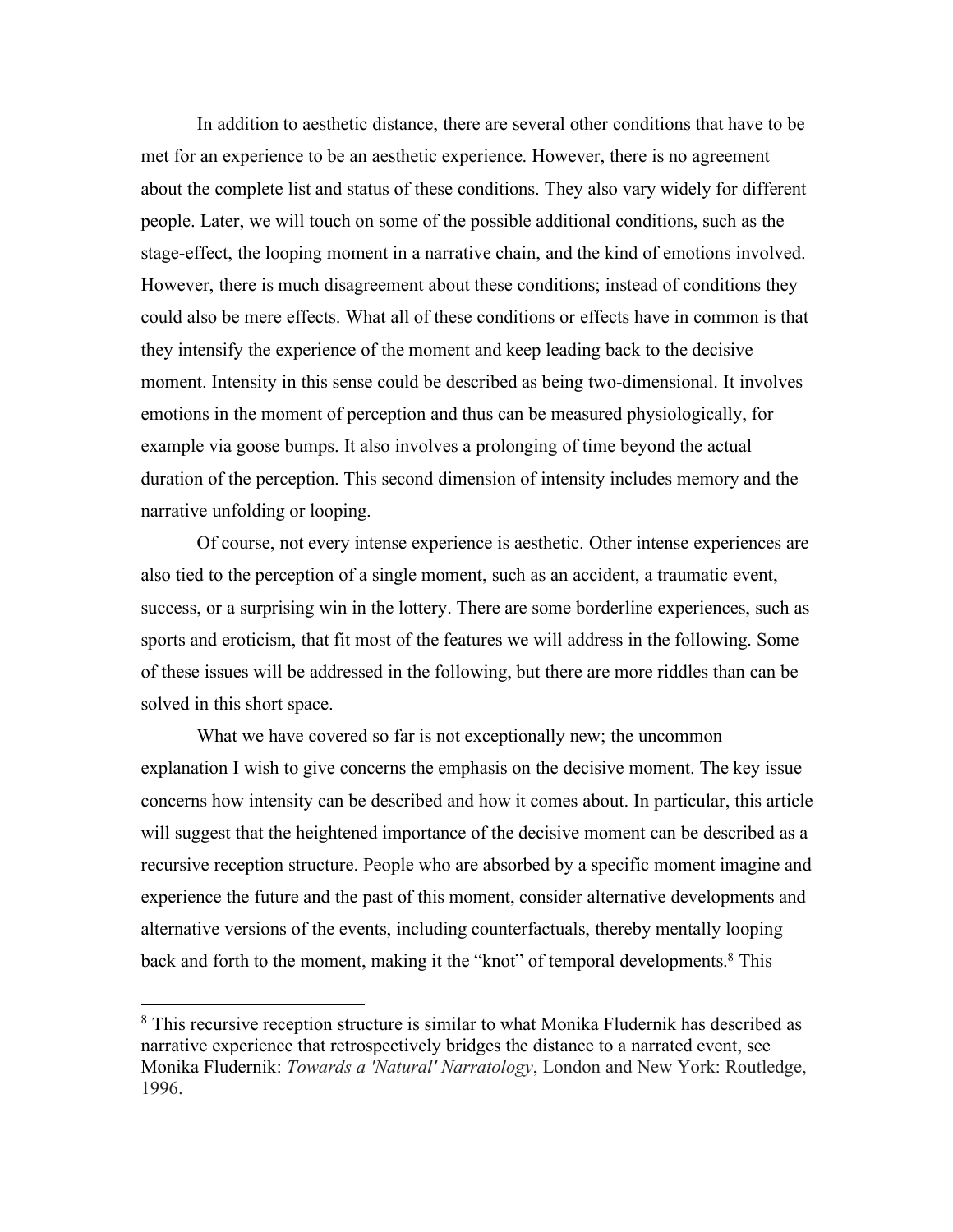In addition to aesthetic distance, there are several other conditions that have to be met for an experience to be an aesthetic experience. However, there is no agreement about the complete list and status of these conditions. They also vary widely for different people. Later, we will touch on some of the possible additional conditions, such as the stage-effect, the looping moment in a narrative chain, and the kind of emotions involved. However, there is much disagreement about these conditions; instead of conditions they could also be mere effects. What all of these conditions or effects have in common is that they intensify the experience of the moment and keep leading back to the decisive moment. Intensity in this sense could be described as being two-dimensional. It involves emotions in the moment of perception and thus can be measured physiologically, for example via goose bumps. It also involves a prolonging of time beyond the actual duration of the perception. This second dimension of intensity includes memory and the narrative unfolding or looping.

Of course, not every intense experience is aesthetic. Other intense experiences are also tied to the perception of a single moment, such as an accident, a traumatic event, success, or a surprising win in the lottery. There are some borderline experiences, such as sports and eroticism, that fit most of the features we will address in the following. Some of these issues will be addressed in the following, but there are more riddles than can be solved in this short space.

What we have covered so far is not exceptionally new; the uncommon explanation I wish to give concerns the emphasis on the decisive moment. The key issue concerns how intensity can be described and how it comes about. In particular, this article will suggest that the heightened importance of the decisive moment can be described as a recursive reception structure. People who are absorbed by a specific moment imagine and experience the future and the past of this moment, consider alternative developments and alternative versions of the events, including counterfactuals, thereby mentally looping back and forth to the moment, making it the "knot" of temporal developments.[8] This

[8] This recursive reception structure is similar to what Monika Fludernik has described as narrative experience that retrospectively bridges the distance to a narrated event, see Monika Fludernik: *Towards a 'Natural' Narratology*, London and New York: Routledge, 1996.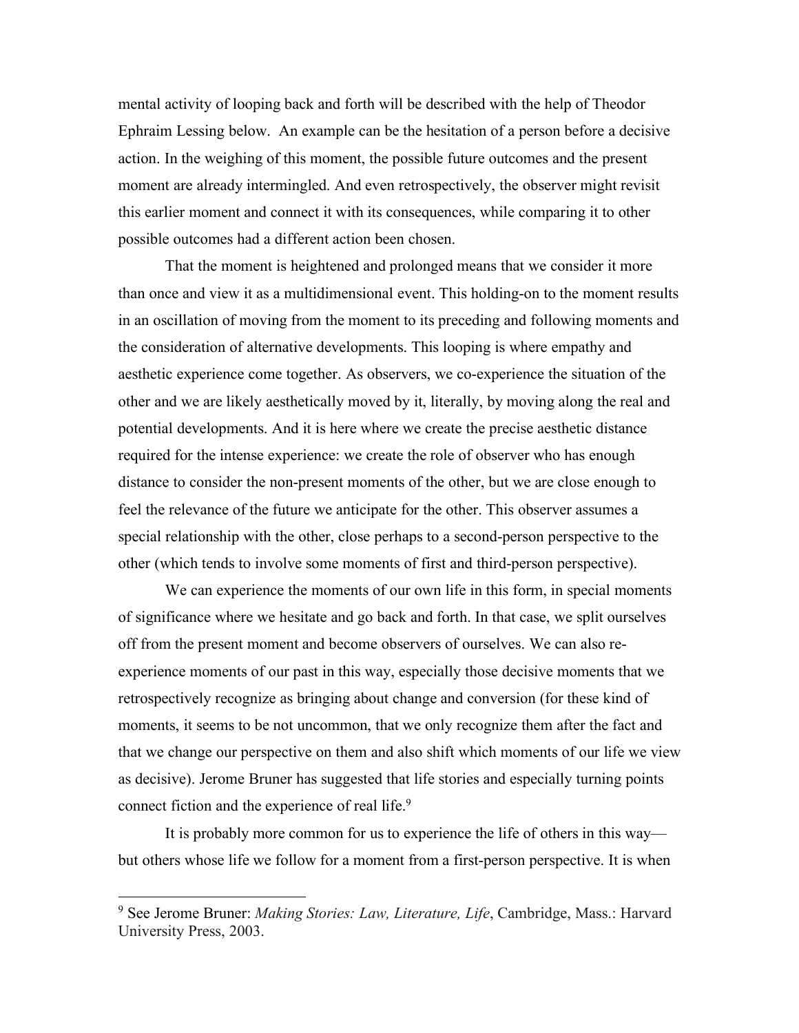mental activity of looping back and forth will be described with the help of Theodor Ephraim Lessing below. An example can be the hesitation of a person before a decisive action. In the weighing of this moment, the possible future outcomes and the present moment are already intermingled. And even retrospectively, the observer might revisit this earlier moment and connect it with its consequences, while comparing it to other possible outcomes had a different action been chosen.

That the moment is heightened and prolonged means that we consider it more than once and view it as a multidimensional event. This holding-on to the moment results in an oscillation of moving from the moment to its preceding and following moments and the consideration of alternative developments. This looping is where empathy and aesthetic experience come together. As observers, we co-experience the situation of the other and we are likely aesthetically moved by it, literally, by moving along the real and potential developments. And it is here where we create the precise aesthetic distance required for the intense experience: we create the role of observer who has enough distance to consider the non-present moments of the other, but we are close enough to feel the relevance of the future we anticipate for the other. This observer assumes a special relationship with the other, close perhaps to a second-person perspective to the other (which tends to involve some moments of first and third-person perspective).

We can experience the moments of our own life in this form, in special moments of significance where we hesitate and go back and forth. In that case, we split ourselves off from the present moment and become observers of ourselves. We can also re-experience moments of our past in this way, especially those decisive moments that we retrospectively recognize as bringing about change and conversion (for these kind of moments, it seems to be not uncommon, that we only recognize them after the fact and that we change our perspective on them and also shift which moments of our life we view as decisive). Jerome Bruner has suggested that life stories and especially turning points connect fiction and the experience of real life.[9]

It is probably more common for us to experience the life of others in this way—but others whose life we follow for a moment from a first-person perspective. It is when

---

[9] See Jerome Bruner: *Making Stories: Law, Literature, Life*, Cambridge, Mass.: Harvard University Press, 2003.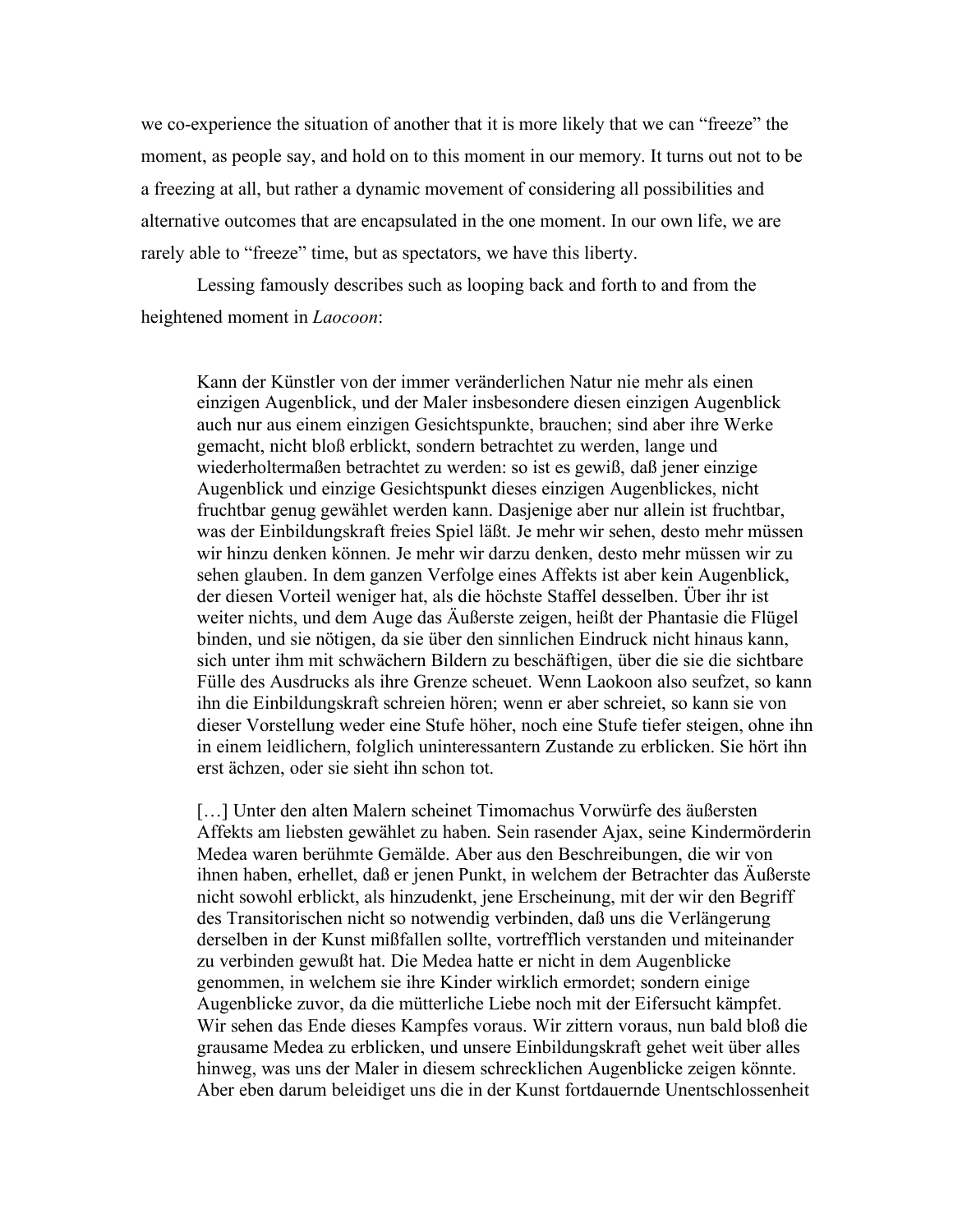we co-experience the situation of another that it is more likely that we can "freeze" the moment, as people say, and hold on to this moment in our memory. It turns out not to be a freezing at all, but rather a dynamic movement of considering all possibilities and alternative outcomes that are encapsulated in the one moment. In our own life, we are rarely able to "freeze" time, but as spectators, we have this liberty.

Lessing famously describes such as looping back and forth to and from the heightened moment in *Laocoon*:

> Kann der Künstler von der immer veränderlichen Natur nie mehr als einen einzigen Augenblick, und der Maler insbesondere diesen einzigen Augenblick auch nur aus einem einzigen Gesichtspunkte, brauchen; sind aber ihre Werke gemacht, nicht bloß erblickt, sondern betrachtet zu werden, lange und wiederholtermaßen betrachtet zu werden: so ist es gewiß, daß jener einzige Augenblick und einzige Gesichtspunkt dieses einzigen Augenblickes, nicht fruchtbar genug gewählet werden kann. Dasjenige aber nur allein ist fruchtbar, was der Einbildungskraft freies Spiel läßt. Je mehr wir sehen, desto mehr müssen wir hinzu denken können. Je mehr wir darzu denken, desto mehr müssen wir zu sehen glauben. In dem ganzen Verfolge eines Affekts ist aber kein Augenblick, der diesen Vorteil weniger hat, als die höchste Staffel desselben. Über ihr ist weiter nichts, und dem Auge das Äußerste zeigen, heißt der Phantasie die Flügel binden, und sie nötigen, da sie über den sinnlichen Eindruck nicht hinaus kann, sich unter ihm mit schwächern Bildern zu beschäftigen, über die sie die sichtbare Fülle des Ausdrucks als ihre Grenze scheuet. Wenn Laokoon also seufzet, so kann ihn die Einbildungskraft schreien hören; wenn er aber schreiet, so kann sie von dieser Vorstellung weder eine Stufe höher, noch eine Stufe tiefer steigen, ohne ihn in einem leidlichern, folglich uninteressantern Zustande zu erblicken. Sie hört ihn erst ächzen, oder sie sieht ihn schon tot.
>
> […] Unter den alten Malern scheinet Timomachus Vorwürfe des äußersten Affekts am liebsten gewählet zu haben. Sein rasender Ajax, seine Kindermörderin Medea waren berühmte Gemälde. Aber aus den Beschreibungen, die wir von ihnen haben, erhellet, daß er jenen Punkt, in welchem der Betrachter das Äußerste nicht sowohl erblickt, als hinzudenkt, jene Erscheinung, mit der wir den Begriff des Transitorischen nicht so notwendig verbinden, daß uns die Verlängerung derselben in der Kunst mißfallen sollte, vortrefflich verstanden und miteinander zu verbinden gewußt hat. Die Medea hatte er nicht in dem Augenblicke genommen, in welchem sie ihre Kinder wirklich ermordet; sondern einige Augenblicke zuvor, da die mütterliche Liebe noch mit der Eifersucht kämpfet. Wir sehen das Ende dieses Kampfes voraus. Wir zittern voraus, nun bald bloß die grausame Medea zu erblicken, und unsere Einbildungskraft gehet weit über alles hinweg, was uns der Maler in diesem schrecklichen Augenblicke zeigen könnte. Aber eben darum beleidiget uns die in der Kunst fortdauernde Unentschlossenheit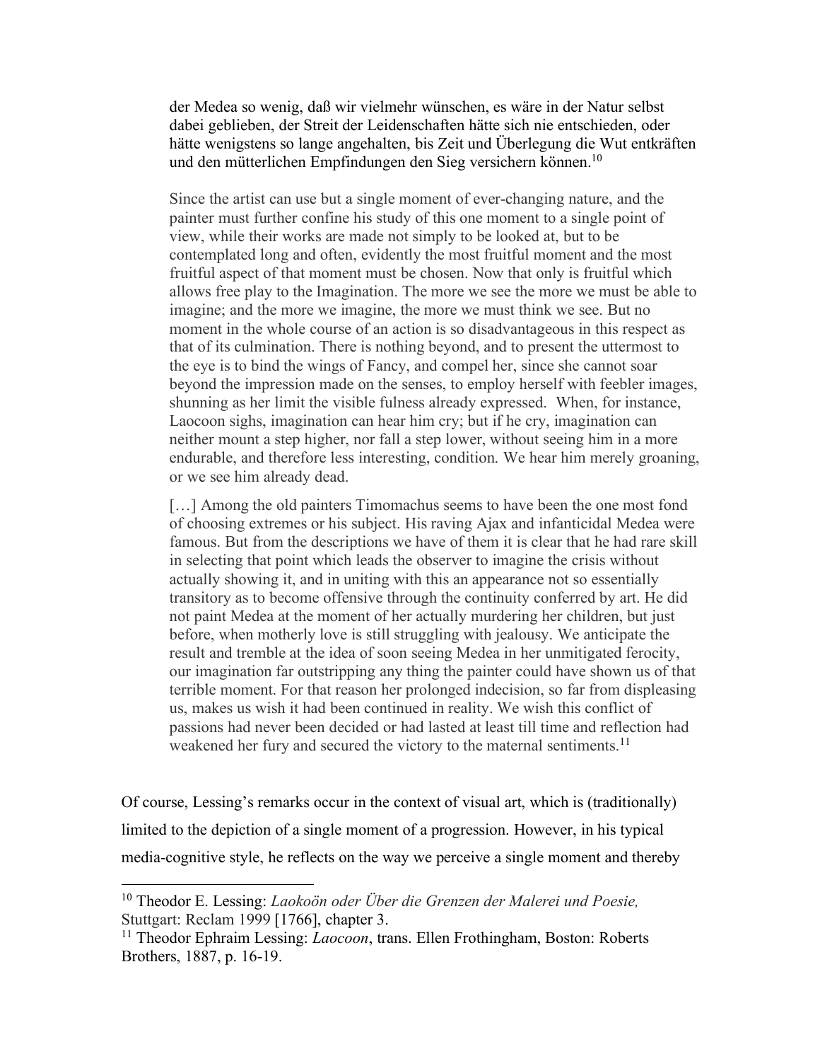der Medea so wenig, daß wir vielmehr wünschen, es wäre in der Natur selbst dabei geblieben, der Streit der Leidenschaften hätte sich nie entschieden, oder hätte wenigstens so lange angehalten, bis Zeit und Überlegung die Wut entkräften und den mütterlichen Empfindungen den Sieg versichern können.[10]

> Since the artist can use but a single moment of ever-changing nature, and the painter must further confine his study of this one moment to a single point of view, while their works are made not simply to be looked at, but to be contemplated long and often, evidently the most fruitful moment and the most fruitful aspect of that moment must be chosen. Now that only is fruitful which allows free play to the Imagination. The more we see the more we must be able to imagine; and the more we imagine, the more we must think we see. But no moment in the whole course of an action is so disadvantageous in this respect as that of its culmination. There is nothing beyond, and to present the uttermost to the eye is to bind the wings of Fancy, and compel her, since she cannot soar beyond the impression made on the senses, to employ herself with feebler images, shunning as her limit the visible fulness already expressed. When, for instance, Laocoon sighs, imagination can hear him cry; but if he cry, imagination can neither mount a step higher, nor fall a step lower, without seeing him in a more endurable, and therefore less interesting, condition. We hear him merely groaning, or we see him already dead.
>
> […] Among the old painters Timomachus seems to have been the one most fond of choosing extremes or his subject. His raving Ajax and infanticidal Medea were famous. But from the descriptions we have of them it is clear that he had rare skill in selecting that point which leads the observer to imagine the crisis without actually showing it, and in uniting with this an appearance not so essentially transitory as to become offensive through the continuity conferred by art. He did not paint Medea at the moment of her actually murdering her children, but just before, when motherly love is still struggling with jealousy. We anticipate the result and tremble at the idea of soon seeing Medea in her unmitigated ferocity, our imagination far outstripping any thing the painter could have shown us of that terrible moment. For that reason her prolonged indecision, so far from displeasing us, makes us wish it had been continued in reality. We wish this conflict of passions had never been decided or had lasted at least till time and reflection had weakened her fury and secured the victory to the maternal sentiments.[11]

Of course, Lessing's remarks occur in the context of visual art, which is (traditionally) limited to the depiction of a single moment of a progression. However, in his typical media-cognitive style, he reflects on the way we perceive a single moment and thereby

---

[10] Theodor E. Lessing: *Laokoön oder Über die Grenzen der Malerei und Poesie,* Stuttgart: Reclam 1999 [1766], chapter 3.

[11] Theodor Ephraim Lessing: *Laocoon*, trans. Ellen Frothingham, Boston: Roberts Brothers, 1887, p. 16-19.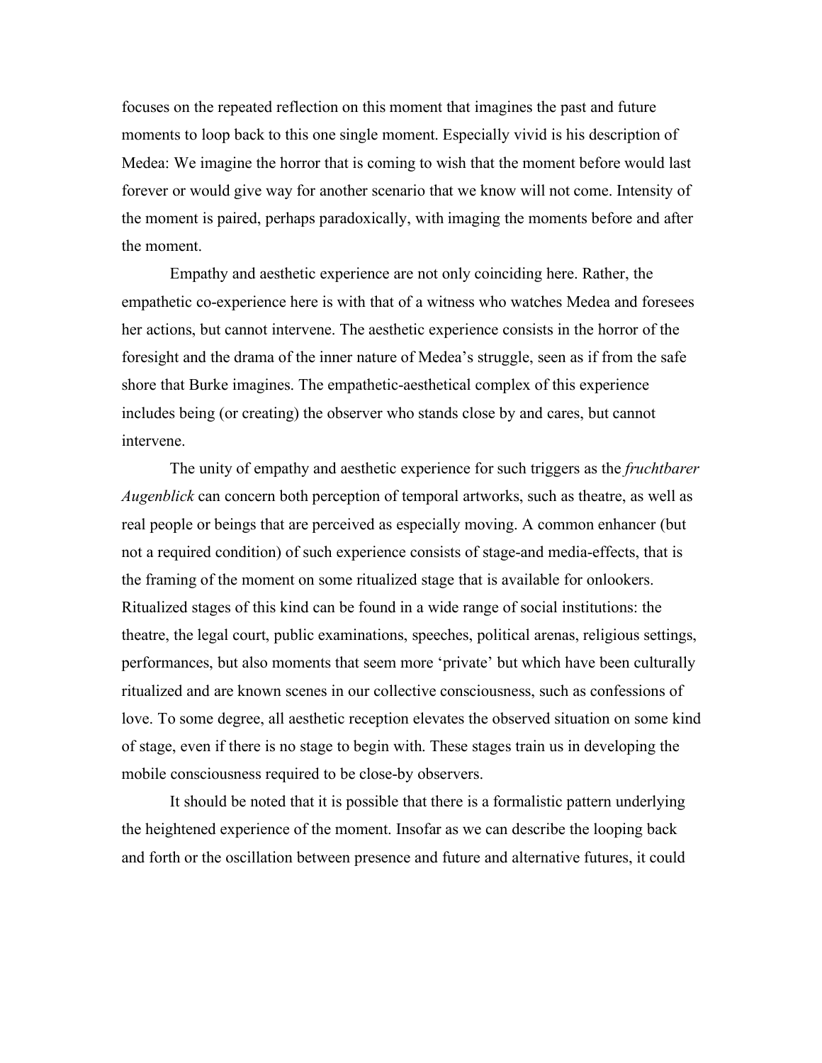focuses on the repeated reflection on this moment that imagines the past and future moments to loop back to this one single moment. Especially vivid is his description of Medea: We imagine the horror that is coming to wish that the moment before would last forever or would give way for another scenario that we know will not come. Intensity of the moment is paired, perhaps paradoxically, with imaging the moments before and after the moment.

Empathy and aesthetic experience are not only coinciding here. Rather, the empathetic co-experience here is with that of a witness who watches Medea and foresees her actions, but cannot intervene. The aesthetic experience consists in the horror of the foresight and the drama of the inner nature of Medea's struggle, seen as if from the safe shore that Burke imagines. The empathetic-aesthetical complex of this experience includes being (or creating) the observer who stands close by and cares, but cannot intervene.

The unity of empathy and aesthetic experience for such triggers as the *fruchtbarer Augenblick* can concern both perception of temporal artworks, such as theatre, as well as real people or beings that are perceived as especially moving. A common enhancer (but not a required condition) of such experience consists of stage-and media-effects, that is the framing of the moment on some ritualized stage that is available for onlookers. Ritualized stages of this kind can be found in a wide range of social institutions: the theatre, the legal court, public examinations, speeches, political arenas, religious settings, performances, but also moments that seem more 'private' but which have been culturally ritualized and are known scenes in our collective consciousness, such as confessions of love. To some degree, all aesthetic reception elevates the observed situation on some kind of stage, even if there is no stage to begin with. These stages train us in developing the mobile consciousness required to be close-by observers.

It should be noted that it is possible that there is a formalistic pattern underlying the heightened experience of the moment. Insofar as we can describe the looping back and forth or the oscillation between presence and future and alternative futures, it could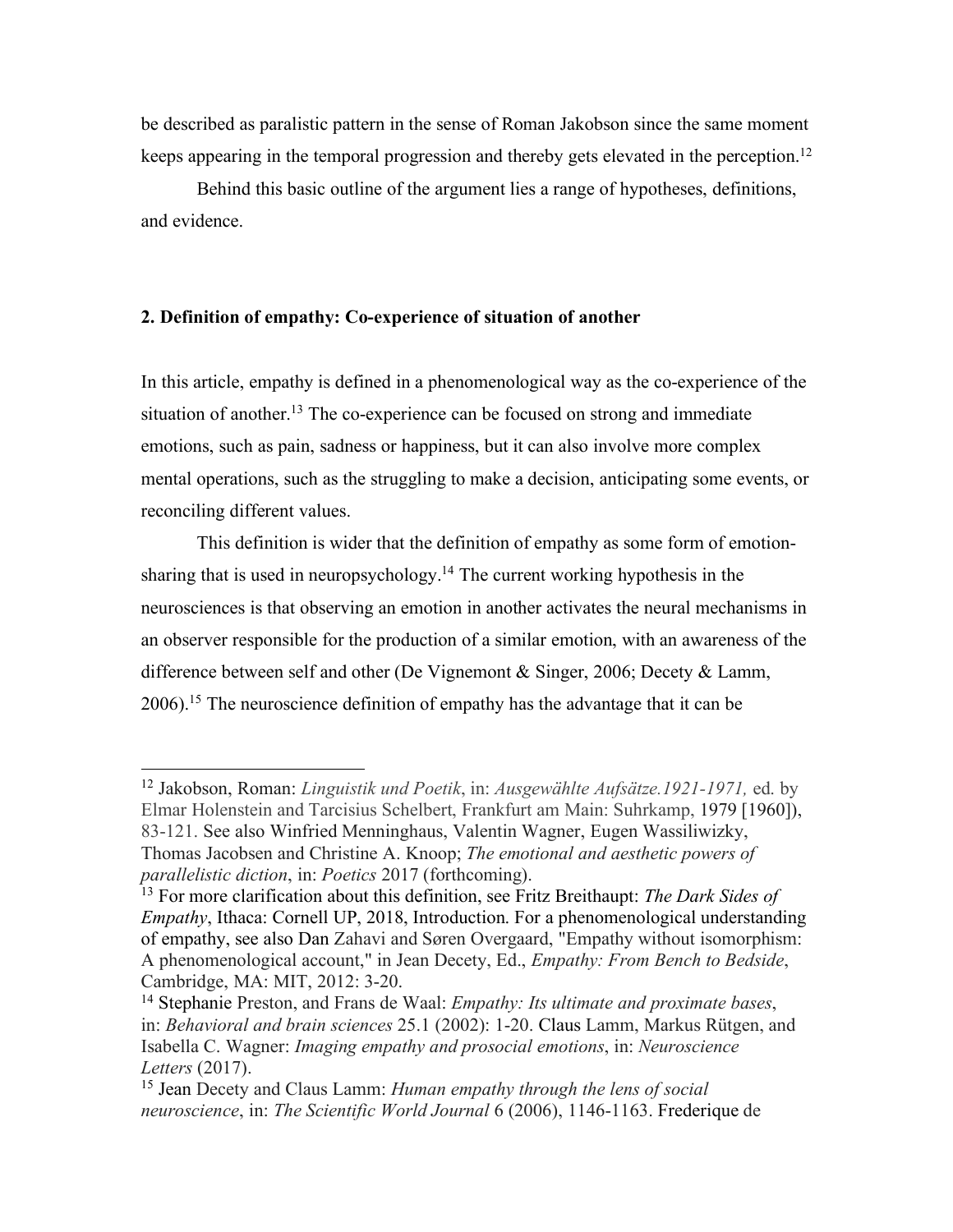be described as paralistic pattern in the sense of Roman Jakobson since the same moment keeps appearing in the temporal progression and thereby gets elevated in the perception.[12]

Behind this basic outline of the argument lies a range of hypotheses, definitions, and evidence.

## 2. Definition of empathy: Co-experience of situation of another

In this article, empathy is defined in a phenomenological way as the co-experience of the situation of another.[13] The co-experience can be focused on strong and immediate emotions, such as pain, sadness or happiness, but it can also involve more complex mental operations, such as the struggling to make a decision, anticipating some events, or reconciling different values.

This definition is wider that the definition of empathy as some form of emotion-sharing that is used in neuropsychology.[14] The current working hypothesis in the neurosciences is that observing an emotion in another activates the neural mechanisms in an observer responsible for the production of a similar emotion, with an awareness of the difference between self and other (De Vignemont & Singer, 2006; Decety & Lamm, 2006).[15] The neuroscience definition of empathy has the advantage that it can be

---

[12] Jakobson, Roman: *Linguistik und Poetik*, in: *Ausgewählte Aufsätze.1921-1971,* ed. by Elmar Holenstein and Tarcisius Schelbert, Frankfurt am Main: Suhrkamp, 1979 [1960]), 83-121. See also Winfried Menninghaus, Valentin Wagner, Eugen Wassiliwizky, Thomas Jacobsen and Christine A. Knoop; *The emotional and aesthetic powers of parallelistic diction*, in: *Poetics* 2017 (forthcoming).

[13] For more clarification about this definition, see Fritz Breithaupt: *The Dark Sides of Empathy*, Ithaca: Cornell UP, 2018, Introduction. For a phenomenological understanding of empathy, see also Dan Zahavi and Søren Overgaard, "Empathy without isomorphism: A phenomenological account," in Jean Decety, Ed., *Empathy: From Bench to Bedside*, Cambridge, MA: MIT, 2012: 3-20.

[14] Stephanie Preston, and Frans de Waal: *Empathy: Its ultimate and proximate bases*, in: *Behavioral and brain sciences* 25.1 (2002): 1-20. Claus Lamm, Markus Rütgen, and Isabella C. Wagner: *Imaging empathy and prosocial emotions*, in: *Neuroscience Letters* (2017).

[15] Jean Decety and Claus Lamm: *Human empathy through the lens of social neuroscience*, in: *The Scientific World Journal* 6 (2006), 1146-1163. Frederique de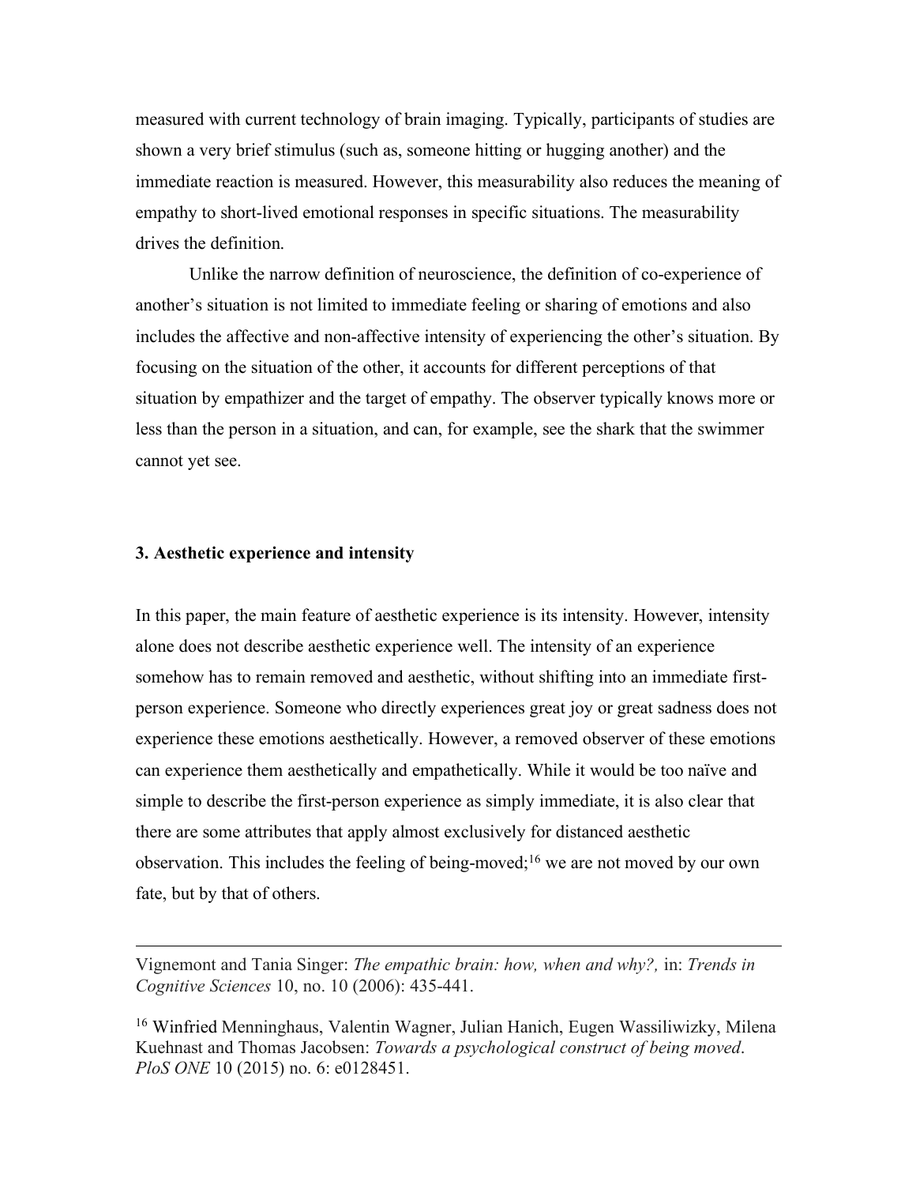measured with current technology of brain imaging. Typically, participants of studies are shown a very brief stimulus (such as, someone hitting or hugging another) and the immediate reaction is measured. However, this measurability also reduces the meaning of empathy to short-lived emotional responses in specific situations. The measurability drives the definition.

Unlike the narrow definition of neuroscience, the definition of co-experience of another's situation is not limited to immediate feeling or sharing of emotions and also includes the affective and non-affective intensity of experiencing the other's situation. By focusing on the situation of the other, it accounts for different perceptions of that situation by empathizer and the target of empathy. The observer typically knows more or less than the person in a situation, and can, for example, see the shark that the swimmer cannot yet see.

### 3. Aesthetic experience and intensity

In this paper, the main feature of aesthetic experience is its intensity. However, intensity alone does not describe aesthetic experience well. The intensity of an experience somehow has to remain removed and aesthetic, without shifting into an immediate first-person experience. Someone who directly experiences great joy or great sadness does not experience these emotions aesthetically. However, a removed observer of these emotions can experience them aesthetically and empathetically. While it would be too naïve and simple to describe the first-person experience as simply immediate, it is also clear that there are some attributes that apply almost exclusively for distanced aesthetic observation. This includes the feeling of being-moved;[16] we are not moved by our own fate, but by that of others.

---

Vignemont and Tania Singer: *The empathic brain: how, when and why?,* in: *Trends in Cognitive Sciences* 10, no. 10 (2006): 435-441.

[16] Winfried Menninghaus, Valentin Wagner, Julian Hanich, Eugen Wassiliwizky, Milena Kuehnast and Thomas Jacobsen: *Towards a psychological construct of being moved*. *PloS ONE* 10 (2015) no. 6: e0128451.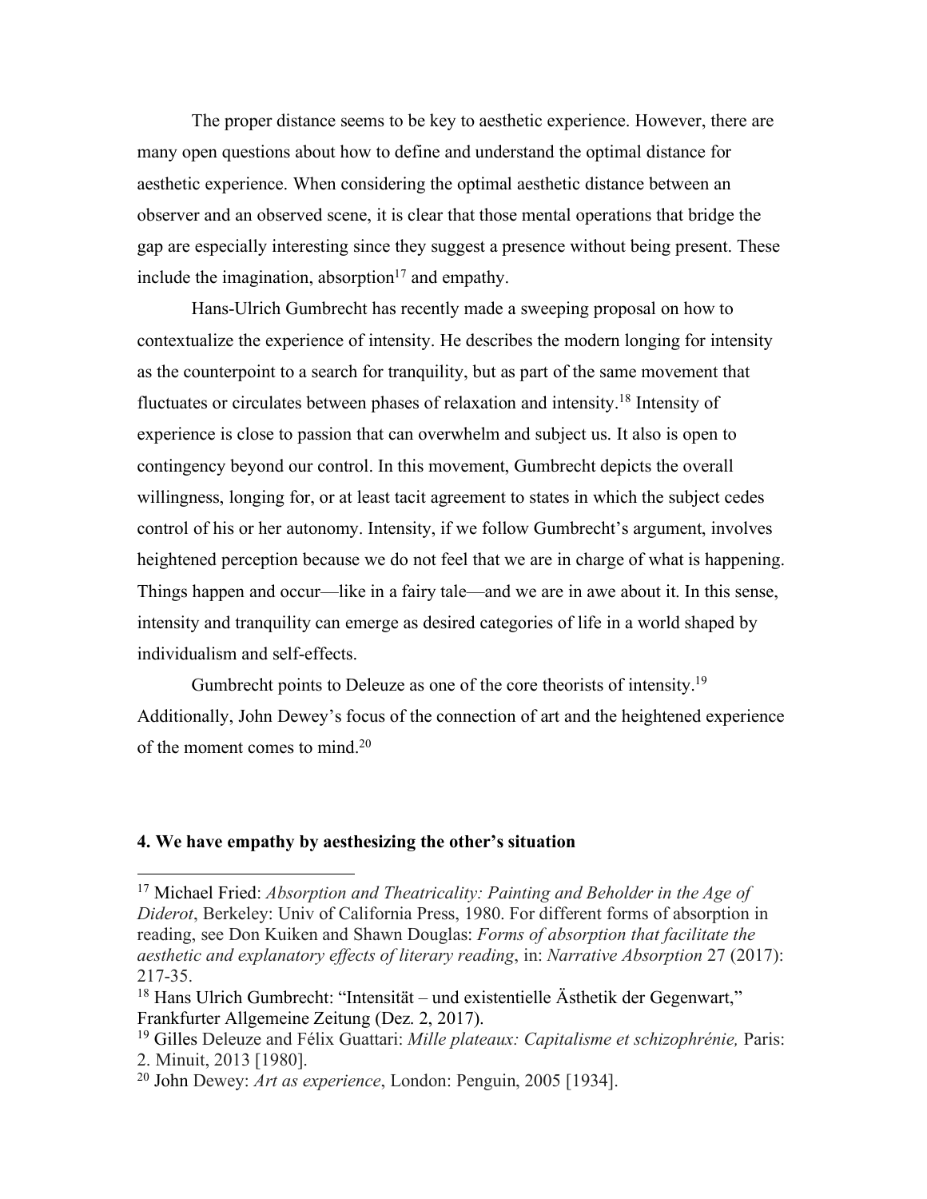The proper distance seems to be key to aesthetic experience. However, there are many open questions about how to define and understand the optimal distance for aesthetic experience. When considering the optimal aesthetic distance between an observer and an observed scene, it is clear that those mental operations that bridge the gap are especially interesting since they suggest a presence without being present. These include the imagination, absorption[17] and empathy.

Hans-Ulrich Gumbrecht has recently made a sweeping proposal on how to contextualize the experience of intensity. He describes the modern longing for intensity as the counterpoint to a search for tranquility, but as part of the same movement that fluctuates or circulates between phases of relaxation and intensity.[18] Intensity of experience is close to passion that can overwhelm and subject us. It also is open to contingency beyond our control. In this movement, Gumbrecht depicts the overall willingness, longing for, or at least tacit agreement to states in which the subject cedes control of his or her autonomy. Intensity, if we follow Gumbrecht's argument, involves heightened perception because we do not feel that we are in charge of what is happening. Things happen and occur—like in a fairy tale—and we are in awe about it. In this sense, intensity and tranquility can emerge as desired categories of life in a world shaped by individualism and self-effects.

Gumbrecht points to Deleuze as one of the core theorists of intensity.[19] Additionally, John Dewey's focus of the connection of art and the heightened experience of the moment comes to mind.[20]

## 4. We have empathy by aesthesizing the other's situation

---

[17] Michael Fried: *Absorption and Theatricality: Painting and Beholder in the Age of Diderot*, Berkeley: Univ of California Press, 1980. For different forms of absorption in reading, see Don Kuiken and Shawn Douglas: *Forms of absorption that facilitate the aesthetic and explanatory effects of literary reading*, in: *Narrative Absorption* 27 (2017): 217-35.

[18] Hans Ulrich Gumbrecht: "Intensität – und existentielle Ästhetik der Gegenwart," Frankfurter Allgemeine Zeitung (Dez. 2, 2017).

[19] Gilles Deleuze and Félix Guattari: *Mille plateaux: Capitalisme et schizophrénie,* Paris: 2. Minuit, 2013 [1980].

[20] John Dewey: *Art as experience*, London: Penguin, 2005 [1934].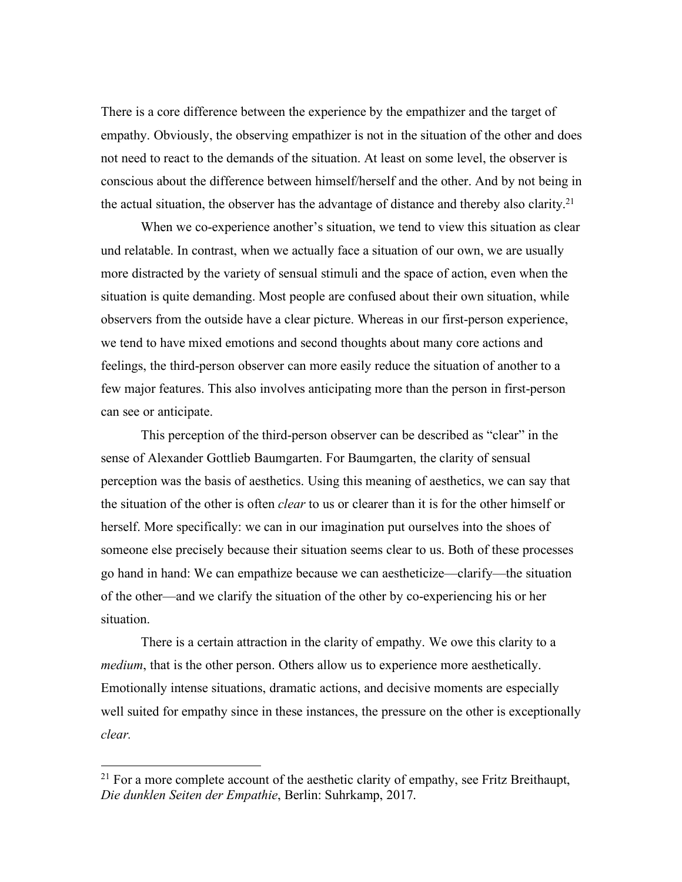There is a core difference between the experience by the empathizer and the target of empathy. Obviously, the observing empathizer is not in the situation of the other and does not need to react to the demands of the situation. At least on some level, the observer is conscious about the difference between himself/herself and the other. And by not being in the actual situation, the observer has the advantage of distance and thereby also clarity.[21]

When we co-experience another's situation, we tend to view this situation as clear und relatable. In contrast, when we actually face a situation of our own, we are usually more distracted by the variety of sensual stimuli and the space of action, even when the situation is quite demanding. Most people are confused about their own situation, while observers from the outside have a clear picture. Whereas in our first-person experience, we tend to have mixed emotions and second thoughts about many core actions and feelings, the third-person observer can more easily reduce the situation of another to a few major features. This also involves anticipating more than the person in first-person can see or anticipate.

This perception of the third-person observer can be described as "clear" in the sense of Alexander Gottlieb Baumgarten. For Baumgarten, the clarity of sensual perception was the basis of aesthetics. Using this meaning of aesthetics, we can say that the situation of the other is often *clear* to us or clearer than it is for the other himself or herself. More specifically: we can in our imagination put ourselves into the shoes of someone else precisely because their situation seems clear to us. Both of these processes go hand in hand: We can empathize because we can aestheticize—clarify—the situation of the other—and we clarify the situation of the other by co-experiencing his or her situation.

There is a certain attraction in the clarity of empathy. We owe this clarity to a *medium*, that is the other person. Others allow us to experience more aesthetically. Emotionally intense situations, dramatic actions, and decisive moments are especially well suited for empathy since in these instances, the pressure on the other is exceptionally *clear.*

[21] For a more complete account of the aesthetic clarity of empathy, see Fritz Breithaupt, *Die dunklen Seiten der Empathie*, Berlin: Suhrkamp, 2017.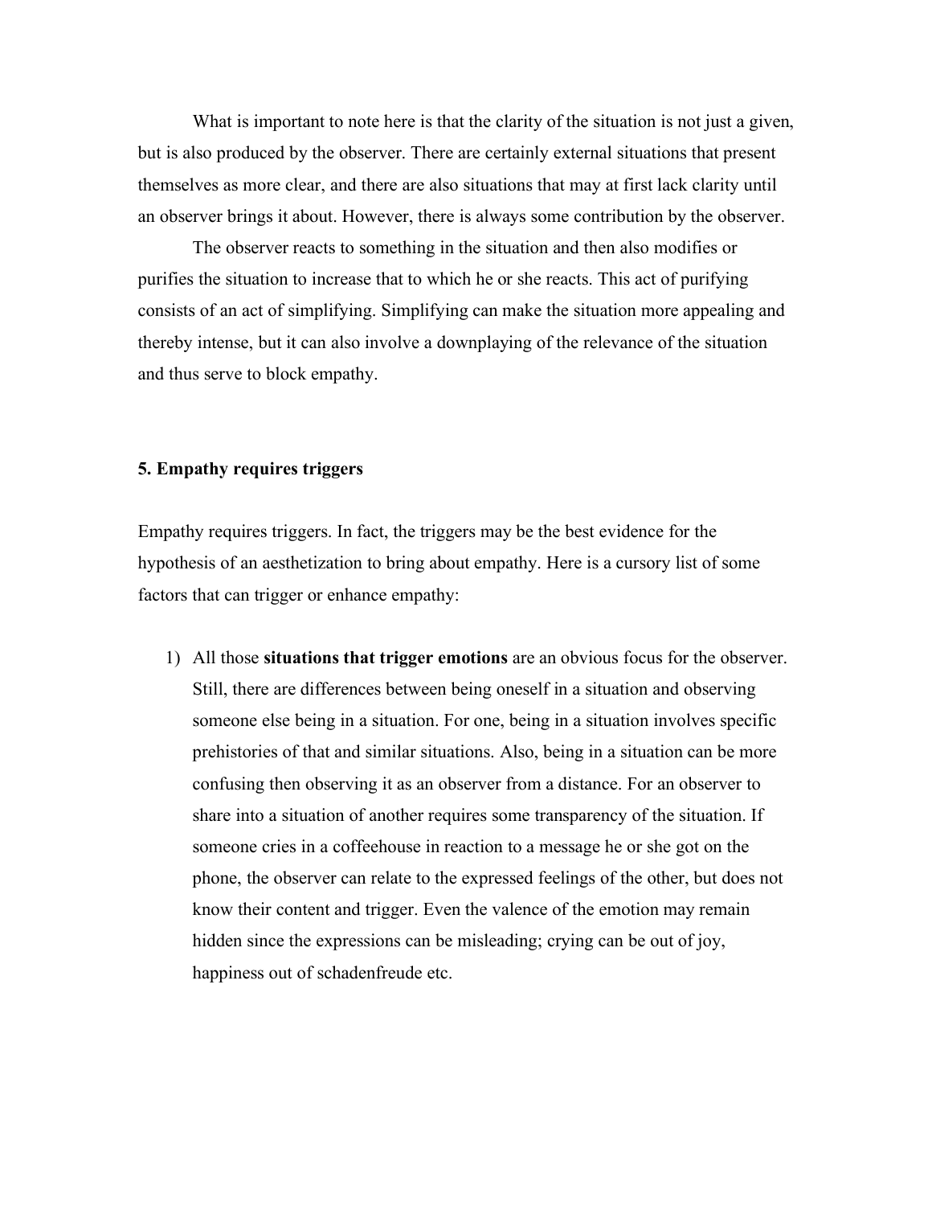What is important to note here is that the clarity of the situation is not just a given, but is also produced by the observer. There are certainly external situations that present themselves as more clear, and there are also situations that may at first lack clarity until an observer brings it about. However, there is always some contribution by the observer.

The observer reacts to something in the situation and then also modifies or purifies the situation to increase that to which he or she reacts. This act of purifying consists of an act of simplifying. Simplifying can make the situation more appealing and thereby intense, but it can also involve a downplaying of the relevance of the situation and thus serve to block empathy.

## 5. Empathy requires triggers

Empathy requires triggers. In fact, the triggers may be the best evidence for the hypothesis of an aesthetization to bring about empathy. Here is a cursory list of some factors that can trigger or enhance empathy:

1) All those **situations that trigger emotions** are an obvious focus for the observer. Still, there are differences between being oneself in a situation and observing someone else being in a situation. For one, being in a situation involves specific prehistories of that and similar situations. Also, being in a situation can be more confusing then observing it as an observer from a distance. For an observer to share into a situation of another requires some transparency of the situation. If someone cries in a coffeehouse in reaction to a message he or she got on the phone, the observer can relate to the expressed feelings of the other, but does not know their content and trigger. Even the valence of the emotion may remain hidden since the expressions can be misleading; crying can be out of joy, happiness out of schadenfreude etc.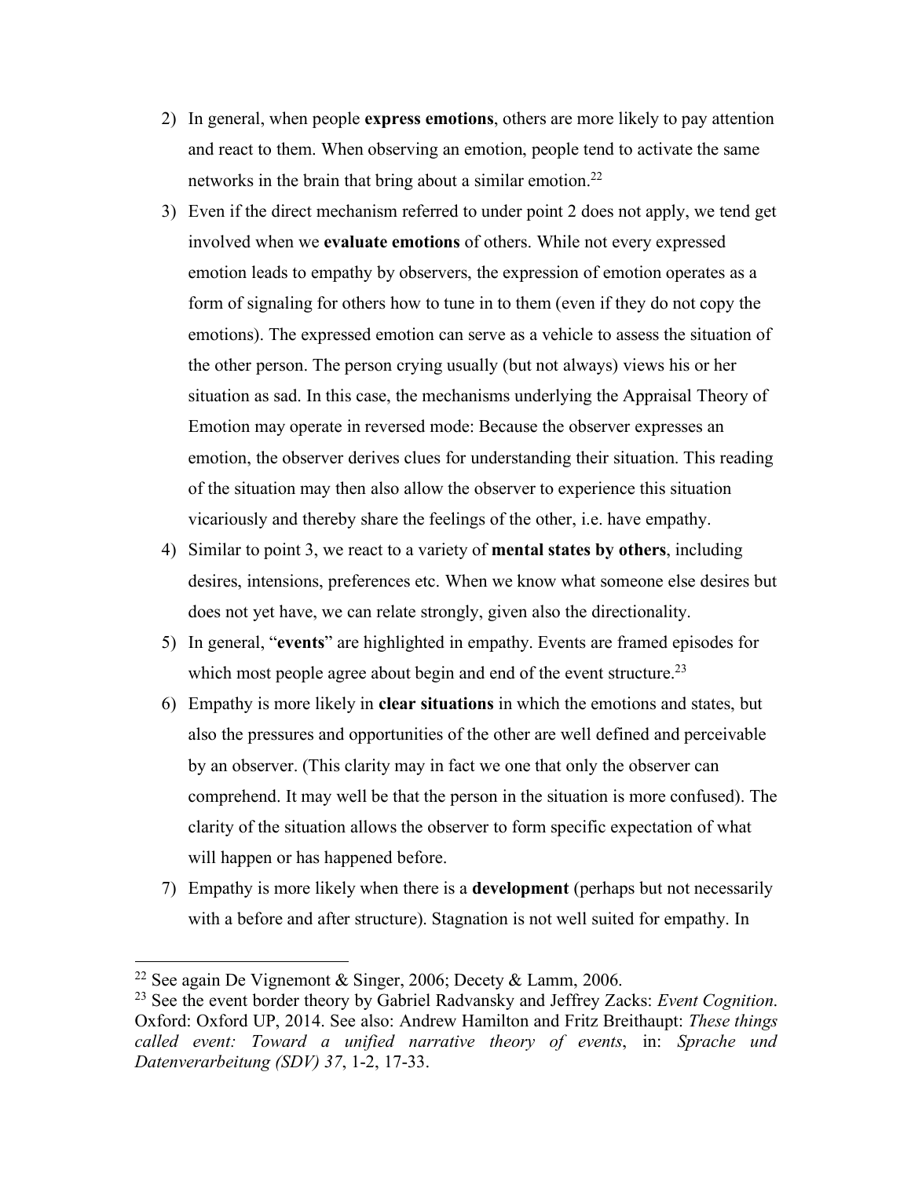2) In general, when people **express emotions**, others are more likely to pay attention and react to them. When observing an emotion, people tend to activate the same networks in the brain that bring about a similar emotion.[22]

3) Even if the direct mechanism referred to under point 2 does not apply, we tend get involved when we **evaluate emotions** of others. While not every expressed emotion leads to empathy by observers, the expression of emotion operates as a form of signaling for others how to tune in to them (even if they do not copy the emotions). The expressed emotion can serve as a vehicle to assess the situation of the other person. The person crying usually (but not always) views his or her situation as sad. In this case, the mechanisms underlying the Appraisal Theory of Emotion may operate in reversed mode: Because the observer expresses an emotion, the observer derives clues for understanding their situation. This reading of the situation may then also allow the observer to experience this situation vicariously and thereby share the feelings of the other, i.e. have empathy.

4) Similar to point 3, we react to a variety of **mental states by others**, including desires, intensions, preferences etc. When we know what someone else desires but does not yet have, we can relate strongly, given also the directionality.

5) In general, "**events**" are highlighted in empathy. Events are framed episodes for which most people agree about begin and end of the event structure.[23]

6) Empathy is more likely in **clear situations** in which the emotions and states, but also the pressures and opportunities of the other are well defined and perceivable by an observer. (This clarity may in fact we one that only the observer can comprehend. It may well be that the person in the situation is more confused). The clarity of the situation allows the observer to form specific expectation of what will happen or has happened before.

7) Empathy is more likely when there is a **development** (perhaps but not necessarily with a before and after structure). Stagnation is not well suited for empathy. In

---

[22] See again De Vignemont & Singer, 2006; Decety & Lamm, 2006.

[23] See the event border theory by Gabriel Radvansky and Jeffrey Zacks: *Event Cognition*. Oxford: Oxford UP, 2014. See also: Andrew Hamilton and Fritz Breithaupt: *These things called event: Toward a unified narrative theory of events*, in: *Sprache und Datenverarbeitung (SDV) 37*, 1-2, 17-33.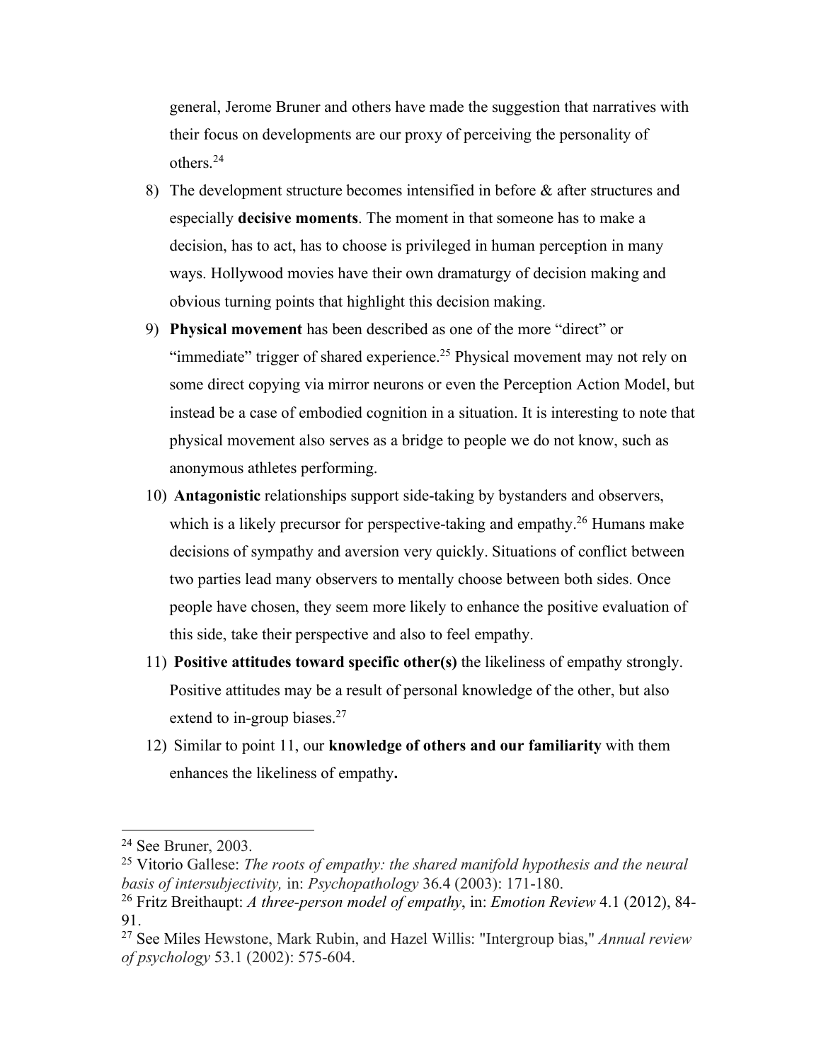general, Jerome Bruner and others have made the suggestion that narratives with their focus on developments are our proxy of perceiving the personality of others.[24]

8) The development structure becomes intensified in before & after structures and especially **decisive moments**. The moment in that someone has to make a decision, has to act, has to choose is privileged in human perception in many ways. Hollywood movies have their own dramaturgy of decision making and obvious turning points that highlight this decision making.
9) **Physical movement** has been described as one of the more "direct" or "immediate" trigger of shared experience.[25] Physical movement may not rely on some direct copying via mirror neurons or even the Perception Action Model, but instead be a case of embodied cognition in a situation. It is interesting to note that physical movement also serves as a bridge to people we do not know, such as anonymous athletes performing.
10) **Antagonistic** relationships support side-taking by bystanders and observers, which is a likely precursor for perspective-taking and empathy.[26] Humans make decisions of sympathy and aversion very quickly. Situations of conflict between two parties lead many observers to mentally choose between both sides. Once people have chosen, they seem more likely to enhance the positive evaluation of this side, take their perspective and also to feel empathy.
11) **Positive attitudes toward specific other(s)** the likeliness of empathy strongly. Positive attitudes may be a result of personal knowledge of the other, but also extend to in-group biases.[27]
12) Similar to point 11, our **knowledge of others and our familiarity** with them enhances the likeliness of empathy**.**

---

[24] See Bruner, 2003.

[25] Vitorio Gallese: *The roots of empathy: the shared manifold hypothesis and the neural basis of intersubjectivity,* in: *Psychopathology* 36.4 (2003): 171-180.

[26] Fritz Breithaupt: *A three-person model of empathy*, in: *Emotion Review* 4.1 (2012), 84-91.

[27] See Miles Hewstone, Mark Rubin, and Hazel Willis: "Intergroup bias," *Annual review of psychology* 53.1 (2002): 575-604.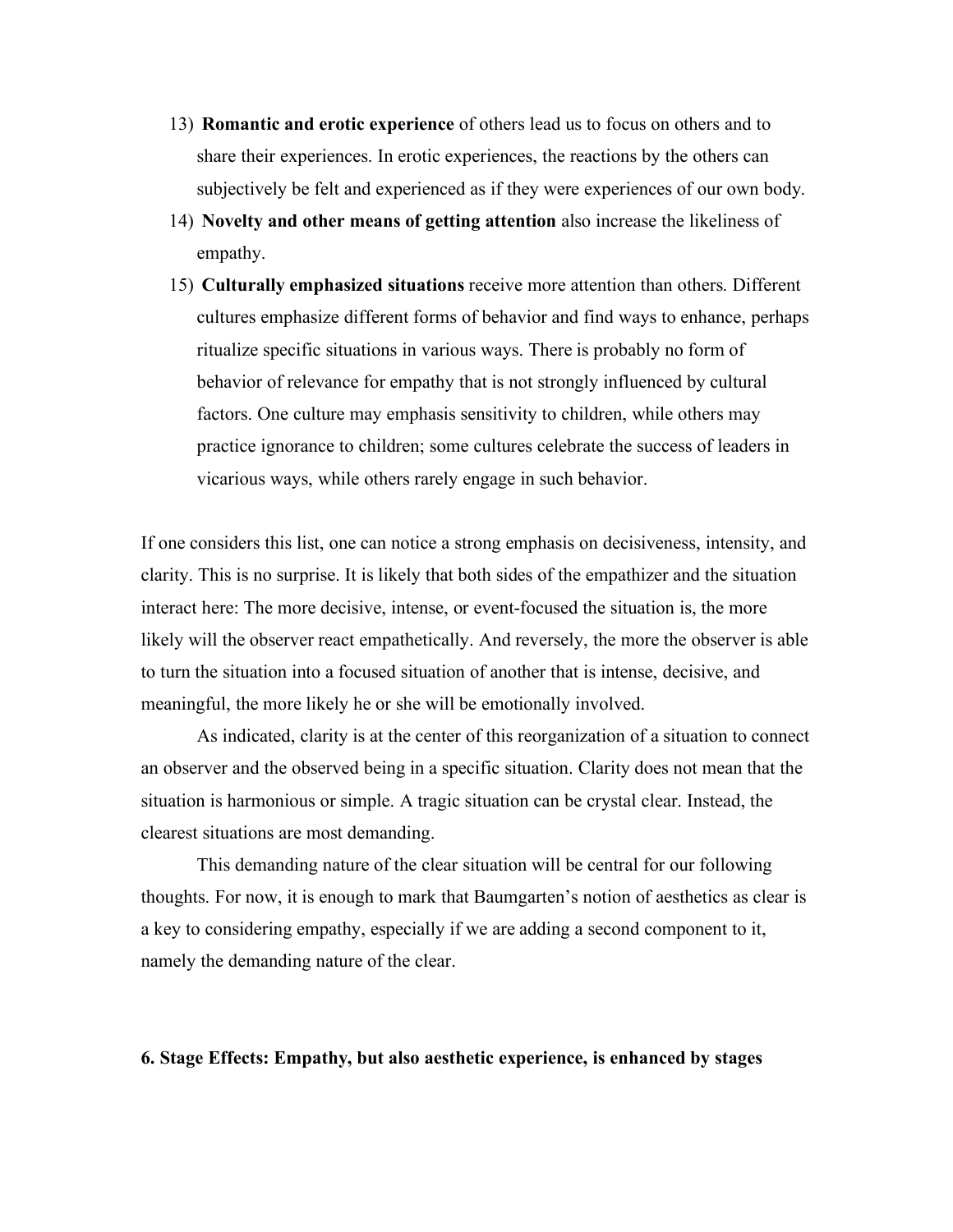13) **Romantic and erotic experience** of others lead us to focus on others and to share their experiences. In erotic experiences, the reactions by the others can subjectively be felt and experienced as if they were experiences of our own body.
14) **Novelty and other means of getting attention** also increase the likeliness of empathy.
15) **Culturally emphasized situations** receive more attention than others. Different cultures emphasize different forms of behavior and find ways to enhance, perhaps ritualize specific situations in various ways. There is probably no form of behavior of relevance for empathy that is not strongly influenced by cultural factors. One culture may emphasis sensitivity to children, while others may practice ignorance to children; some cultures celebrate the success of leaders in vicarious ways, while others rarely engage in such behavior.

If one considers this list, one can notice a strong emphasis on decisiveness, intensity, and clarity. This is no surprise. It is likely that both sides of the empathizer and the situation interact here: The more decisive, intense, or event-focused the situation is, the more likely will the observer react empathetically. And reversely, the more the observer is able to turn the situation into a focused situation of another that is intense, decisive, and meaningful, the more likely he or she will be emotionally involved.

As indicated, clarity is at the center of this reorganization of a situation to connect an observer and the observed being in a specific situation. Clarity does not mean that the situation is harmonious or simple. A tragic situation can be crystal clear. Instead, the clearest situations are most demanding.

This demanding nature of the clear situation will be central for our following thoughts. For now, it is enough to mark that Baumgarten's notion of aesthetics as clear is a key to considering empathy, especially if we are adding a second component to it, namely the demanding nature of the clear.

**6. Stage Effects: Empathy, but also aesthetic experience, is enhanced by stages**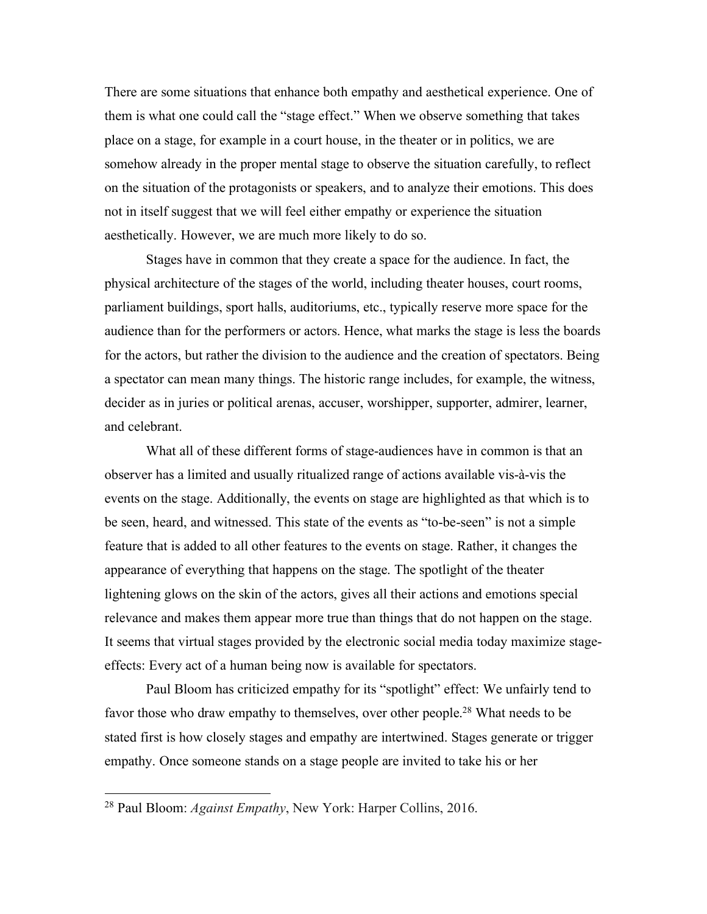There are some situations that enhance both empathy and aesthetical experience. One of them is what one could call the "stage effect." When we observe something that takes place on a stage, for example in a court house, in the theater or in politics, we are somehow already in the proper mental stage to observe the situation carefully, to reflect on the situation of the protagonists or speakers, and to analyze their emotions. This does not in itself suggest that we will feel either empathy or experience the situation aesthetically. However, we are much more likely to do so.

Stages have in common that they create a space for the audience. In fact, the physical architecture of the stages of the world, including theater houses, court rooms, parliament buildings, sport halls, auditoriums, etc., typically reserve more space for the audience than for the performers or actors. Hence, what marks the stage is less the boards for the actors, but rather the division to the audience and the creation of spectators. Being a spectator can mean many things. The historic range includes, for example, the witness, decider as in juries or political arenas, accuser, worshipper, supporter, admirer, learner, and celebrant.

What all of these different forms of stage-audiences have in common is that an observer has a limited and usually ritualized range of actions available vis-à-vis the events on the stage. Additionally, the events on stage are highlighted as that which is to be seen, heard, and witnessed. This state of the events as "to-be-seen" is not a simple feature that is added to all other features to the events on stage. Rather, it changes the appearance of everything that happens on the stage. The spotlight of the theater lightening glows on the skin of the actors, gives all their actions and emotions special relevance and makes them appear more true than things that do not happen on the stage. It seems that virtual stages provided by the electronic social media today maximize stage-effects: Every act of a human being now is available for spectators.

Paul Bloom has criticized empathy for its "spotlight" effect: We unfairly tend to favor those who draw empathy to themselves, over other people.[28] What needs to be stated first is how closely stages and empathy are intertwined. Stages generate or trigger empathy. Once someone stands on a stage people are invited to take his or her

---

[28] Paul Bloom: *Against Empathy*, New York: Harper Collins, 2016.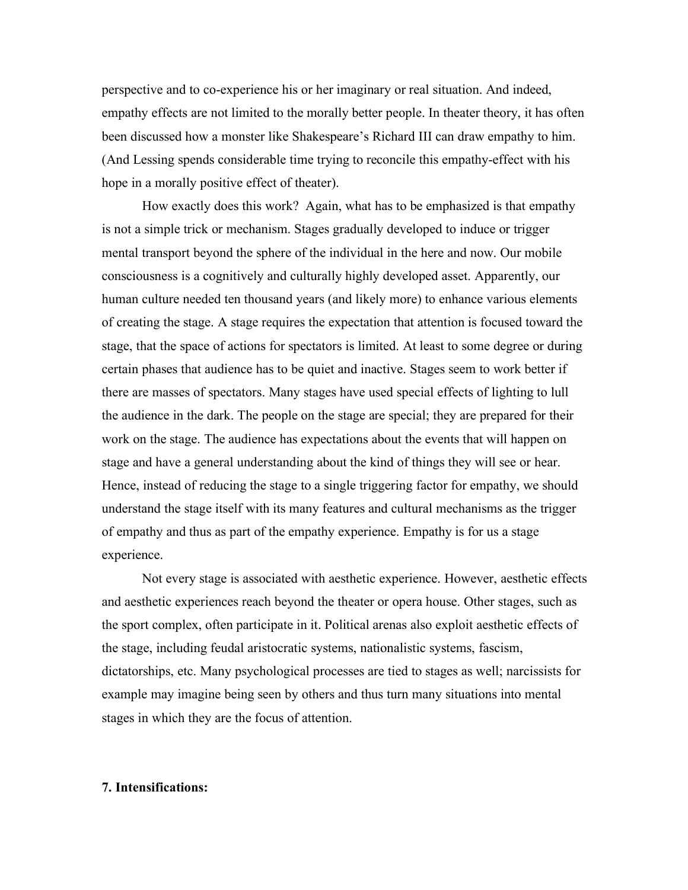perspective and to co-experience his or her imaginary or real situation. And indeed, empathy effects are not limited to the morally better people. In theater theory, it has often been discussed how a monster like Shakespeare's Richard III can draw empathy to him. (And Lessing spends considerable time trying to reconcile this empathy-effect with his hope in a morally positive effect of theater).

How exactly does this work? Again, what has to be emphasized is that empathy is not a simple trick or mechanism. Stages gradually developed to induce or trigger mental transport beyond the sphere of the individual in the here and now. Our mobile consciousness is a cognitively and culturally highly developed asset. Apparently, our human culture needed ten thousand years (and likely more) to enhance various elements of creating the stage. A stage requires the expectation that attention is focused toward the stage, that the space of actions for spectators is limited. At least to some degree or during certain phases that audience has to be quiet and inactive. Stages seem to work better if there are masses of spectators. Many stages have used special effects of lighting to lull the audience in the dark. The people on the stage are special; they are prepared for their work on the stage. The audience has expectations about the events that will happen on stage and have a general understanding about the kind of things they will see or hear. Hence, instead of reducing the stage to a single triggering factor for empathy, we should understand the stage itself with its many features and cultural mechanisms as the trigger of empathy and thus as part of the empathy experience. Empathy is for us a stage experience.

Not every stage is associated with aesthetic experience. However, aesthetic effects and aesthetic experiences reach beyond the theater or opera house. Other stages, such as the sport complex, often participate in it. Political arenas also exploit aesthetic effects of the stage, including feudal aristocratic systems, nationalistic systems, fascism, dictatorships, etc. Many psychological processes are tied to stages as well; narcissists for example may imagine being seen by others and thus turn many situations into mental stages in which they are the focus of attention.

## 7. Intensifications: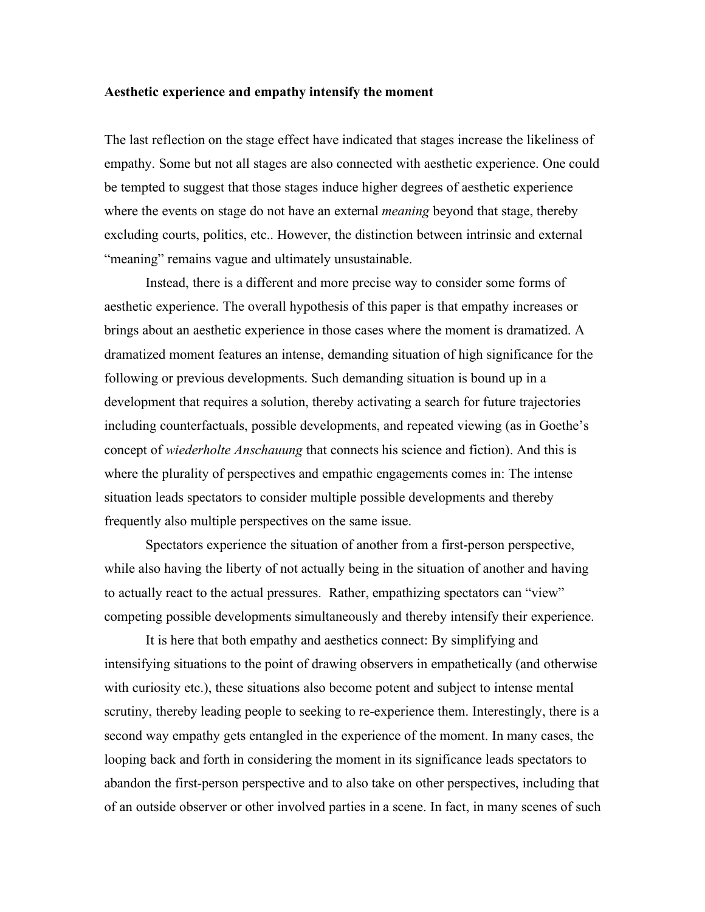**Aesthetic experience and empathy intensify the moment**

The last reflection on the stage effect have indicated that stages increase the likeliness of empathy. Some but not all stages are also connected with aesthetic experience. One could be tempted to suggest that those stages induce higher degrees of aesthetic experience where the events on stage do not have an external *meaning* beyond that stage, thereby excluding courts, politics, etc.. However, the distinction between intrinsic and external "meaning" remains vague and ultimately unsustainable.

Instead, there is a different and more precise way to consider some forms of aesthetic experience. The overall hypothesis of this paper is that empathy increases or brings about an aesthetic experience in those cases where the moment is dramatized. A dramatized moment features an intense, demanding situation of high significance for the following or previous developments. Such demanding situation is bound up in a development that requires a solution, thereby activating a search for future trajectories including counterfactuals, possible developments, and repeated viewing (as in Goethe's concept of *wiederholte Anschauung* that connects his science and fiction). And this is where the plurality of perspectives and empathic engagements comes in: The intense situation leads spectators to consider multiple possible developments and thereby frequently also multiple perspectives on the same issue.

Spectators experience the situation of another from a first-person perspective, while also having the liberty of not actually being in the situation of another and having to actually react to the actual pressures. Rather, empathizing spectators can "view" competing possible developments simultaneously and thereby intensify their experience.

It is here that both empathy and aesthetics connect: By simplifying and intensifying situations to the point of drawing observers in empathetically (and otherwise with curiosity etc.), these situations also become potent and subject to intense mental scrutiny, thereby leading people to seeking to re-experience them. Interestingly, there is a second way empathy gets entangled in the experience of the moment. In many cases, the looping back and forth in considering the moment in its significance leads spectators to abandon the first-person perspective and to also take on other perspectives, including that of an outside observer or other involved parties in a scene. In fact, in many scenes of such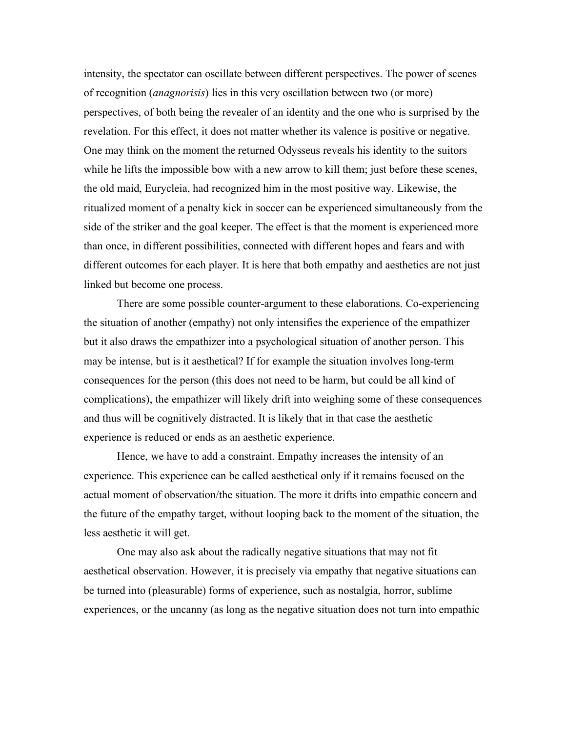intensity, the spectator can oscillate between different perspectives. The power of scenes of recognition (*anagnorisis*) lies in this very oscillation between two (or more) perspectives, of both being the revealer of an identity and the one who is surprised by the revelation. For this effect, it does not matter whether its valence is positive or negative. One may think on the moment the returned Odysseus reveals his identity to the suitors while he lifts the impossible bow with a new arrow to kill them; just before these scenes, the old maid, Eurycleia, had recognized him in the most positive way. Likewise, the ritualized moment of a penalty kick in soccer can be experienced simultaneously from the side of the striker and the goal keeper. The effect is that the moment is experienced more than once, in different possibilities, connected with different hopes and fears and with different outcomes for each player. It is here that both empathy and aesthetics are not just linked but become one process.

There are some possible counter-argument to these elaborations. Co-experiencing the situation of another (empathy) not only intensifies the experience of the empathizer but it also draws the empathizer into a psychological situation of another person. This may be intense, but is it aesthetical? If for example the situation involves long-term consequences for the person (this does not need to be harm, but could be all kind of complications), the empathizer will likely drift into weighing some of these consequences and thus will be cognitively distracted. It is likely that in that case the aesthetic experience is reduced or ends as an aesthetic experience.

Hence, we have to add a constraint. Empathy increases the intensity of an experience. This experience can be called aesthetical only if it remains focused on the actual moment of observation/the situation. The more it drifts into empathic concern and the future of the empathy target, without looping back to the moment of the situation, the less aesthetic it will get.

One may also ask about the radically negative situations that may not fit aesthetical observation. However, it is precisely via empathy that negative situations can be turned into (pleasurable) forms of experience, such as nostalgia, horror, sublime experiences, or the uncanny (as long as the negative situation does not turn into empathic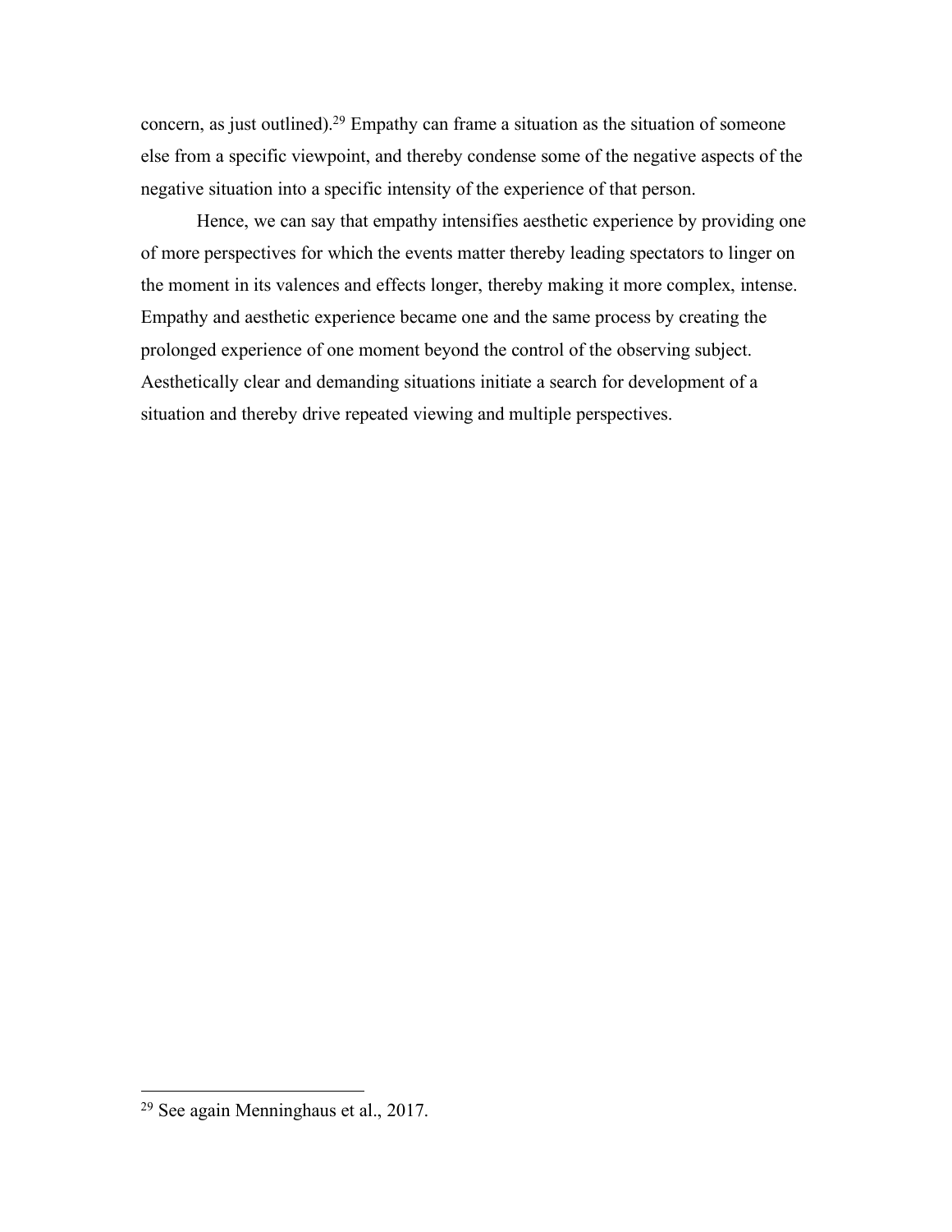concern, as just outlined).[29] Empathy can frame a situation as the situation of someone else from a specific viewpoint, and thereby condense some of the negative aspects of the negative situation into a specific intensity of the experience of that person.

Hence, we can say that empathy intensifies aesthetic experience by providing one of more perspectives for which the events matter thereby leading spectators to linger on the moment in its valences and effects longer, thereby making it more complex, intense. Empathy and aesthetic experience became one and the same process by creating the prolonged experience of one moment beyond the control of the observing subject. Aesthetically clear and demanding situations initiate a search for development of a situation and thereby drive repeated viewing and multiple perspectives.

[29] See again Menninghaus et al., 2017.